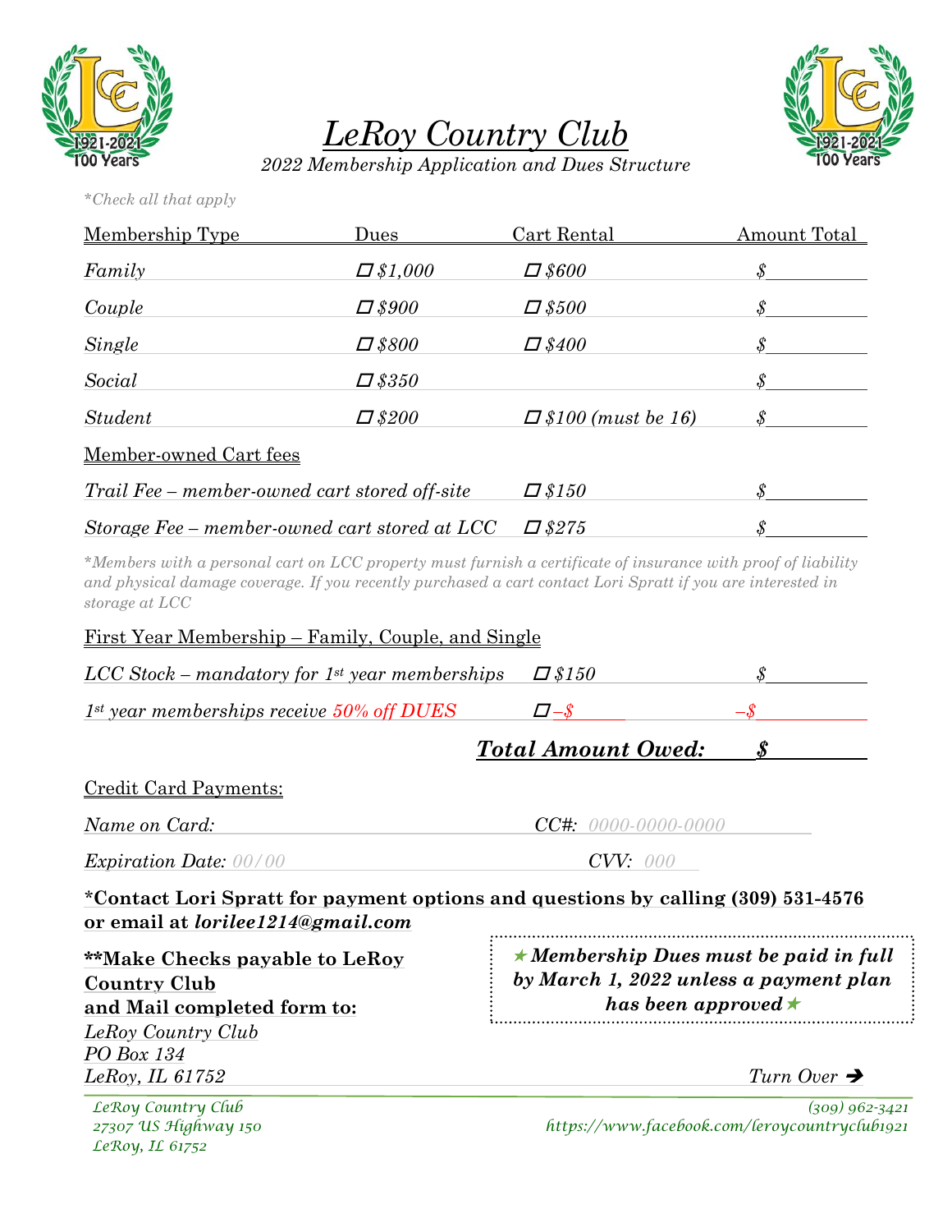# *LeRoy Country Club*

*2022 Membership Application and Dues Structure*

*\*Check all that apply*

| Membership Type | Dues | Cart Rental | Amount Total |
|---|---|---|---|
| *Family* | ☐ *$1,000* | ☐ *$600* | *$*\_\_\_\_\_\_\_\_\_\_ |
| *Couple* | ☐ *$900* | ☐ *$500* | *$*\_\_\_\_\_\_\_\_\_\_ |
| *Single* | ☐ *$800* | ☐ *$400* | *$*\_\_\_\_\_\_\_\_\_\_ |
| *Social* | ☐ *$350* | | *$*\_\_\_\_\_\_\_\_\_\_ |
| *Student* | ☐ *$200* | ☐ *$100 (must be 16)* | *$*\_\_\_\_\_\_\_\_\_\_ |

Member-owned Cart fees

| | | |
|---|---|---|
| *Trail Fee – member-owned cart stored off-site* | ☐ *$150* | *$*\_\_\_\_\_\_\_\_\_\_ |
| *Storage Fee – member-owned cart stored at LCC* | ☐ *$275* | *$*\_\_\_\_\_\_\_\_\_\_ |

*\*Members with a personal cart on LCC property must furnish a certificate of insurance with proof of liability and physical damage coverage. If you recently purchased a cart contact Lori Spratt if you are interested in storage at LCC*

First Year Membership – Family, Couple, and Single

| | | |
|---|---|---|
| *LCC Stock – mandatory for 1st year memberships* | ☐ *$150* | *$*\_\_\_\_\_\_\_\_\_\_ |
| *1st year memberships receive 50% off DUES* | ☐ *–$*\_\_\_\_\_\_ | *–$*\_\_\_\_\_\_\_\_\_\_ |

***Total Amount Owed:*** ***$***\_\_\_\_\_\_\_\_\_\_

Credit Card Payments:

*Name on Card:* \_\_\_\_\_\_\_\_\_\_\_\_\_\_\_\_\_\_\_\_ *CC#:* *0000-0000-0000*

*Expiration Date:* *00/00* *CVV:* *000*

**\*Contact Lori Spratt for payment options and questions by calling (309) 531-4576 or email at *lorilee1214@gmail.com***

**\*\*Make Checks payable to LeRoy Country Club**
**and Mail completed form to:**
*LeRoy Country Club*
*PO Box 134*
*LeRoy, IL 61752*

★ ***Membership Dues must be paid in full by March 1, 2022 unless a payment plan has been approved*** ★

*Turn Over* →

*LeRoy Country Club*
*27307 US Highway 150*
*LeRoy, IL 61752*

*(309) 962-3421*
*https://www.facebook.com/leroycountryclub1921*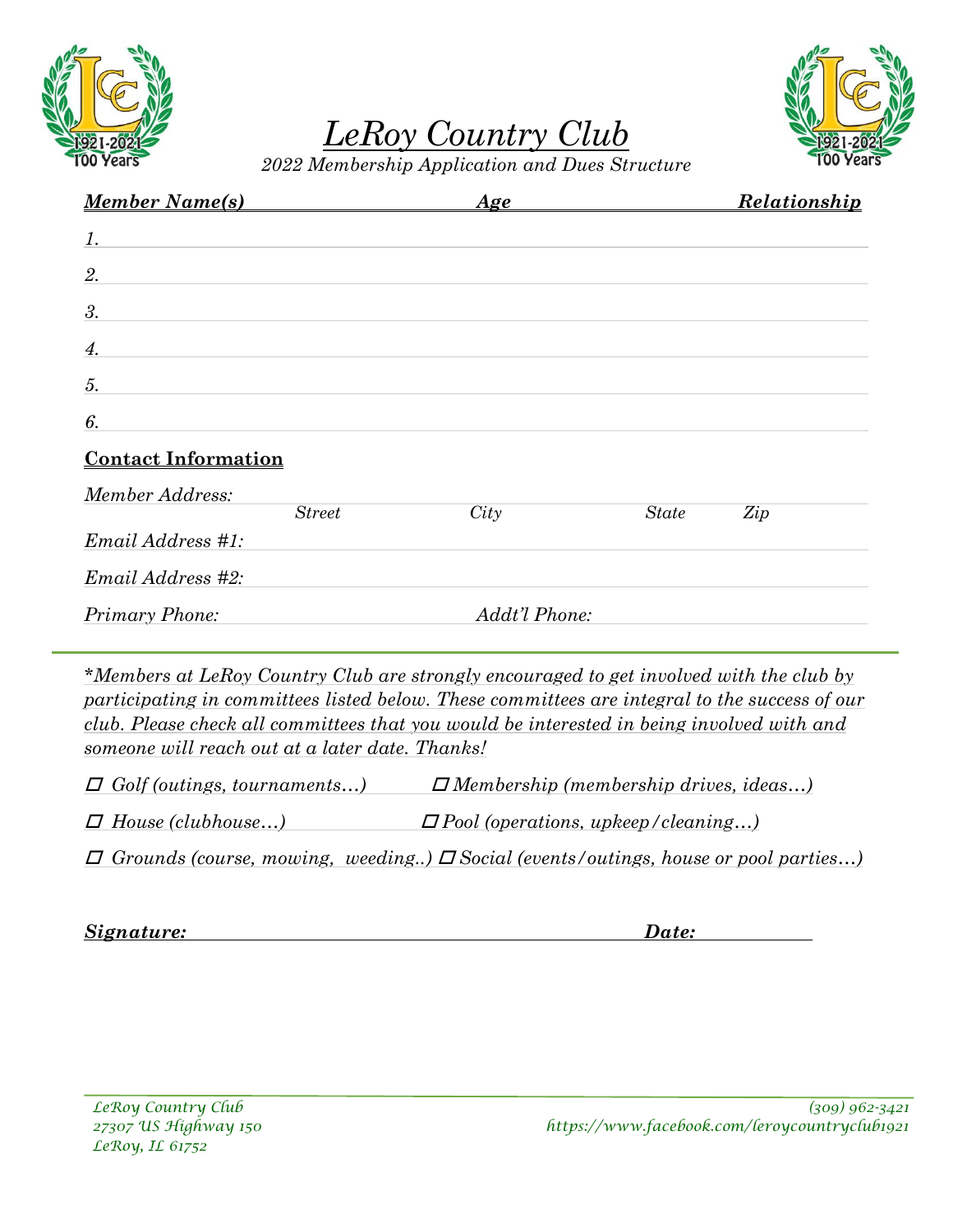# *LeRoy Country Club*

*2022 Membership Application and Dues Structure*

| ***Member Name(s)*** | ***Age*** | ***Relationship*** |
|---|---|---|
| *1.* | | |
| *2.* | | |
| *3.* | | |
| *4.* | | |
| *5.* | | |
| *6.* | | |

## Contact Information

*Member Address:*
*Street* *City* *State* *Zip*

*Email Address #1:*

*Email Address #2:*

*Primary Phone:* *Addt'l Phone:*

---

**Members at LeRoy Country Club are strongly encouraged to get involved with the club by participating in committees listed below. These committees are integral to the success of our club. Please check all committees that you would be interested in being involved with and someone will reach out at a later date. Thanks!**

- ☐ *Golf (outings, tournaments…)*
- ☐ *Membership (membership drives, ideas…)*
- ☐ *House (clubhouse…)*
- ☐ *Pool (operations, upkeep/cleaning…)*
- ☐ *Grounds (course, mowing, weeding..)*
- ☐ *Social (events/outings, house or pool parties…)*

***Signature:*** ______________________ ***Date:*** __________

*LeRoy Country Club*
*27307 US Highway 150*
*LeRoy, IL 61752*

*(309) 962-3421*
*https://www.facebook.com/leroycountryclub1921*